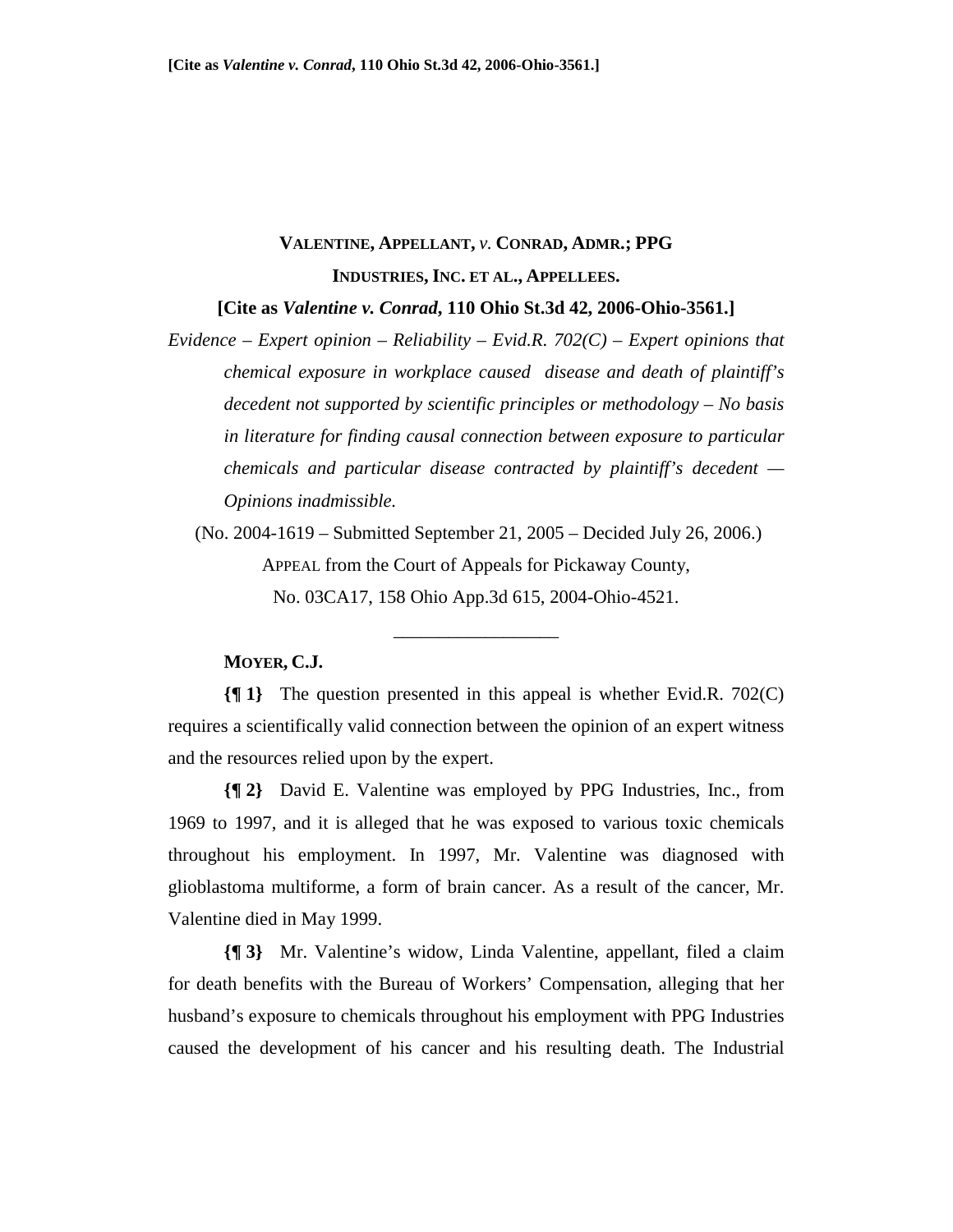**VALENTINE, APPELLANT, *v.* CONRAD, ADMR.; PPG INDUSTRIES, INC. ET AL., APPELLEES.**

**[Cite as *Valentine v. Conrad*, 110 Ohio St.3d 42, 2006-Ohio-3561.]**

*Evidence – Expert opinion – Reliability – Evid.R. 702(C) – Expert opinions that chemical exposure in workplace caused disease and death of plaintiff's decedent not supported by scientific principles or methodology – No basis in literature for finding causal connection between exposure to particular chemicals and particular disease contracted by plaintiff's decedent — Opinions inadmissible.*

(No. 2004-1619 – Submitted September 21, 2005 – Decided July 26, 2006.)

APPEAL from the Court of Appeals for Pickaway County, No. 03CA17, 158 Ohio App.3d 615, 2004-Ohio-4521.

---

**MOYER, C.J.**

**{¶ 1}** The question presented in this appeal is whether Evid.R. 702(C) requires a scientifically valid connection between the opinion of an expert witness and the resources relied upon by the expert.

**{¶ 2}** David E. Valentine was employed by PPG Industries, Inc., from 1969 to 1997, and it is alleged that he was exposed to various toxic chemicals throughout his employment. In 1997, Mr. Valentine was diagnosed with glioblastoma multiforme, a form of brain cancer. As a result of the cancer, Mr. Valentine died in May 1999.

**{¶ 3}** Mr. Valentine's widow, Linda Valentine, appellant, filed a claim for death benefits with the Bureau of Workers' Compensation, alleging that her husband's exposure to chemicals throughout his employment with PPG Industries caused the development of his cancer and his resulting death. The Industrial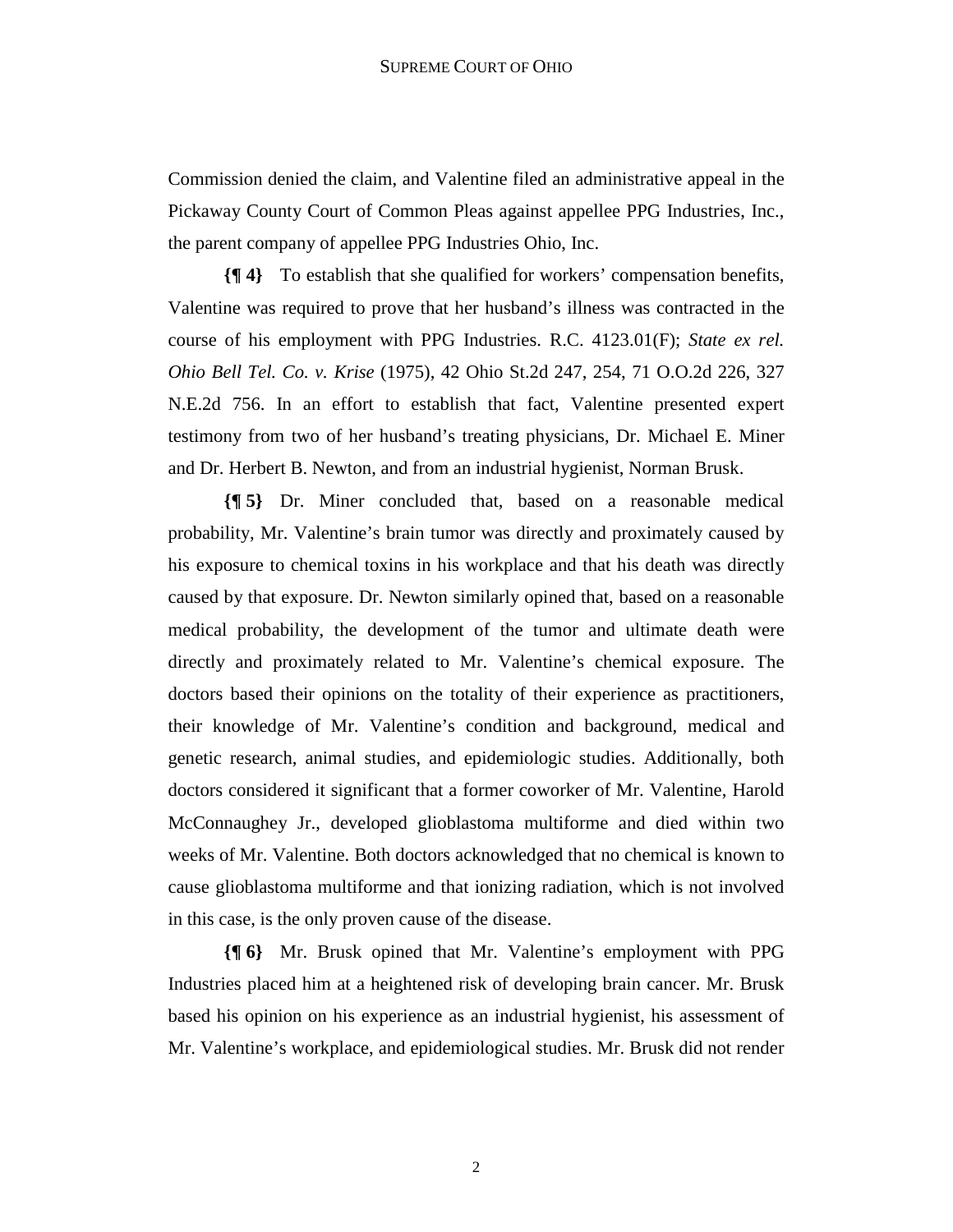Commission denied the claim, and Valentine filed an administrative appeal in the Pickaway County Court of Common Pleas against appellee PPG Industries, Inc., the parent company of appellee PPG Industries Ohio, Inc.

**{¶ 4}** To establish that she qualified for workers' compensation benefits, Valentine was required to prove that her husband's illness was contracted in the course of his employment with PPG Industries. R.C. 4123.01(F); *State ex rel. Ohio Bell Tel. Co. v. Krise* (1975), 42 Ohio St.2d 247, 254, 71 O.O.2d 226, 327 N.E.2d 756. In an effort to establish that fact, Valentine presented expert testimony from two of her husband's treating physicians, Dr. Michael E. Miner and Dr. Herbert B. Newton, and from an industrial hygienist, Norman Brusk.

**{¶ 5}** Dr. Miner concluded that, based on a reasonable medical probability, Mr. Valentine's brain tumor was directly and proximately caused by his exposure to chemical toxins in his workplace and that his death was directly caused by that exposure. Dr. Newton similarly opined that, based on a reasonable medical probability, the development of the tumor and ultimate death were directly and proximately related to Mr. Valentine's chemical exposure. The doctors based their opinions on the totality of their experience as practitioners, their knowledge of Mr. Valentine's condition and background, medical and genetic research, animal studies, and epidemiologic studies. Additionally, both doctors considered it significant that a former coworker of Mr. Valentine, Harold McConnaughey Jr., developed glioblastoma multiforme and died within two weeks of Mr. Valentine. Both doctors acknowledged that no chemical is known to cause glioblastoma multiforme and that ionizing radiation, which is not involved in this case, is the only proven cause of the disease.

**{¶ 6}** Mr. Brusk opined that Mr. Valentine's employment with PPG Industries placed him at a heightened risk of developing brain cancer. Mr. Brusk based his opinion on his experience as an industrial hygienist, his assessment of Mr. Valentine's workplace, and epidemiological studies. Mr. Brusk did not render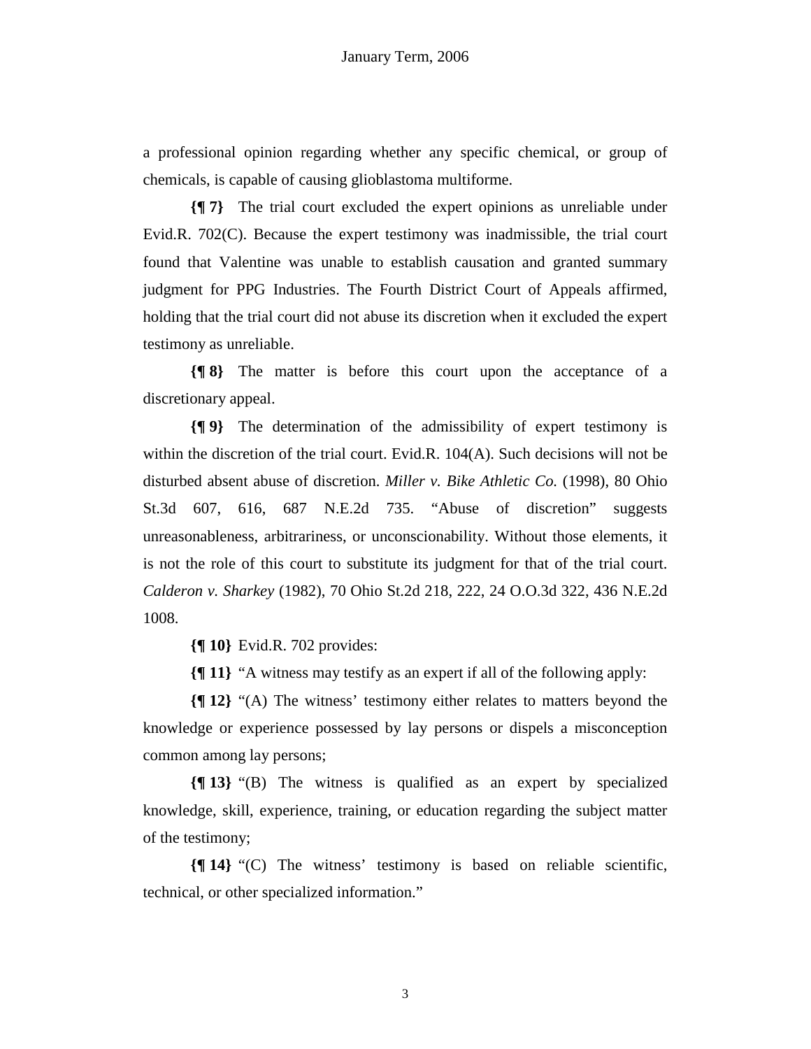a professional opinion regarding whether any specific chemical, or group of chemicals, is capable of causing glioblastoma multiforme.

**{¶ 7}** The trial court excluded the expert opinions as unreliable under Evid.R. 702(C). Because the expert testimony was inadmissible, the trial court found that Valentine was unable to establish causation and granted summary judgment for PPG Industries. The Fourth District Court of Appeals affirmed, holding that the trial court did not abuse its discretion when it excluded the expert testimony as unreliable.

**{¶ 8}** The matter is before this court upon the acceptance of a discretionary appeal.

**{¶ 9}** The determination of the admissibility of expert testimony is within the discretion of the trial court. Evid.R. 104(A). Such decisions will not be disturbed absent abuse of discretion. *Miller v. Bike Athletic Co.* (1998), 80 Ohio St.3d 607, 616, 687 N.E.2d 735. "Abuse of discretion" suggests unreasonableness, arbitrariness, or unconscionability. Without those elements, it is not the role of this court to substitute its judgment for that of the trial court. *Calderon v. Sharkey* (1982), 70 Ohio St.2d 218, 222, 24 O.O.3d 322, 436 N.E.2d 1008.

**{¶ 10}** Evid.R. 702 provides:

**{¶ 11}** "A witness may testify as an expert if all of the following apply:

**{¶ 12}** "(A) The witness' testimony either relates to matters beyond the knowledge or experience possessed by lay persons or dispels a misconception common among lay persons;

**{¶ 13}** "(B) The witness is qualified as an expert by specialized knowledge, skill, experience, training, or education regarding the subject matter of the testimony;

**{¶ 14}** "(C) The witness' testimony is based on reliable scientific, technical, or other specialized information."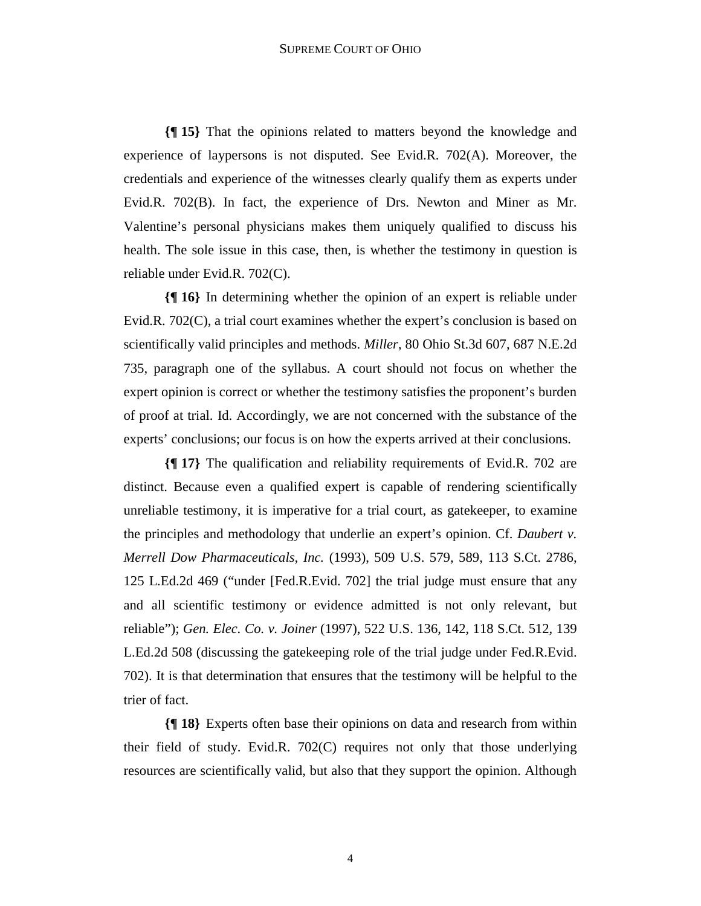**{¶ 15}** That the opinions related to matters beyond the knowledge and experience of laypersons is not disputed. See Evid.R. 702(A). Moreover, the credentials and experience of the witnesses clearly qualify them as experts under Evid.R. 702(B). In fact, the experience of Drs. Newton and Miner as Mr. Valentine's personal physicians makes them uniquely qualified to discuss his health. The sole issue in this case, then, is whether the testimony in question is reliable under Evid.R. 702(C).

**{¶ 16}** In determining whether the opinion of an expert is reliable under Evid.R. 702(C), a trial court examines whether the expert's conclusion is based on scientifically valid principles and methods. *Miller*, 80 Ohio St.3d 607, 687 N.E.2d 735, paragraph one of the syllabus. A court should not focus on whether the expert opinion is correct or whether the testimony satisfies the proponent's burden of proof at trial. Id. Accordingly, we are not concerned with the substance of the experts' conclusions; our focus is on how the experts arrived at their conclusions.

**{¶ 17}** The qualification and reliability requirements of Evid.R. 702 are distinct. Because even a qualified expert is capable of rendering scientifically unreliable testimony, it is imperative for a trial court, as gatekeeper, to examine the principles and methodology that underlie an expert's opinion. Cf. *Daubert v. Merrell Dow Pharmaceuticals, Inc.* (1993), 509 U.S. 579, 589, 113 S.Ct. 2786, 125 L.Ed.2d 469 ("under [Fed.R.Evid. 702] the trial judge must ensure that any and all scientific testimony or evidence admitted is not only relevant, but reliable"); *Gen. Elec. Co. v. Joiner* (1997), 522 U.S. 136, 142, 118 S.Ct. 512, 139 L.Ed.2d 508 (discussing the gatekeeping role of the trial judge under Fed.R.Evid. 702). It is that determination that ensures that the testimony will be helpful to the trier of fact.

**{¶ 18}** Experts often base their opinions on data and research from within their field of study. Evid.R. 702(C) requires not only that those underlying resources are scientifically valid, but also that they support the opinion. Although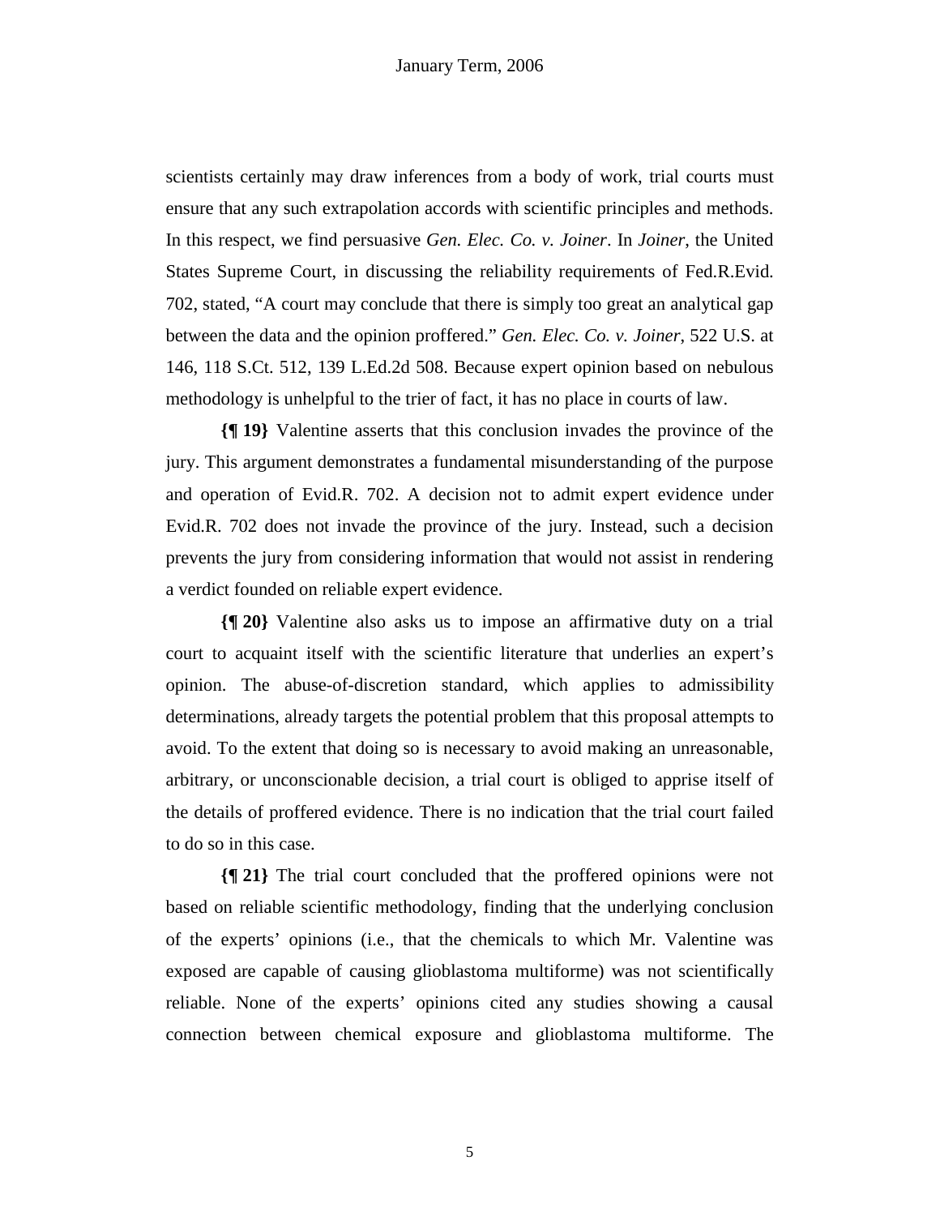scientists certainly may draw inferences from a body of work, trial courts must ensure that any such extrapolation accords with scientific principles and methods. In this respect, we find persuasive *Gen. Elec. Co. v. Joiner*. In *Joiner*, the United States Supreme Court, in discussing the reliability requirements of Fed.R.Evid. 702, stated, "A court may conclude that there is simply too great an analytical gap between the data and the opinion proffered." *Gen. Elec. Co. v. Joiner*, 522 U.S. at 146, 118 S.Ct. 512, 139 L.Ed.2d 508. Because expert opinion based on nebulous methodology is unhelpful to the trier of fact, it has no place in courts of law.

**{¶ 19}** Valentine asserts that this conclusion invades the province of the jury. This argument demonstrates a fundamental misunderstanding of the purpose and operation of Evid.R. 702. A decision not to admit expert evidence under Evid.R. 702 does not invade the province of the jury. Instead, such a decision prevents the jury from considering information that would not assist in rendering a verdict founded on reliable expert evidence.

**{¶ 20}** Valentine also asks us to impose an affirmative duty on a trial court to acquaint itself with the scientific literature that underlies an expert's opinion. The abuse-of-discretion standard, which applies to admissibility determinations, already targets the potential problem that this proposal attempts to avoid. To the extent that doing so is necessary to avoid making an unreasonable, arbitrary, or unconscionable decision, a trial court is obliged to apprise itself of the details of proffered evidence. There is no indication that the trial court failed to do so in this case.

**{¶ 21}** The trial court concluded that the proffered opinions were not based on reliable scientific methodology, finding that the underlying conclusion of the experts' opinions (i.e., that the chemicals to which Mr. Valentine was exposed are capable of causing glioblastoma multiforme) was not scientifically reliable. None of the experts' opinions cited any studies showing a causal connection between chemical exposure and glioblastoma multiforme. The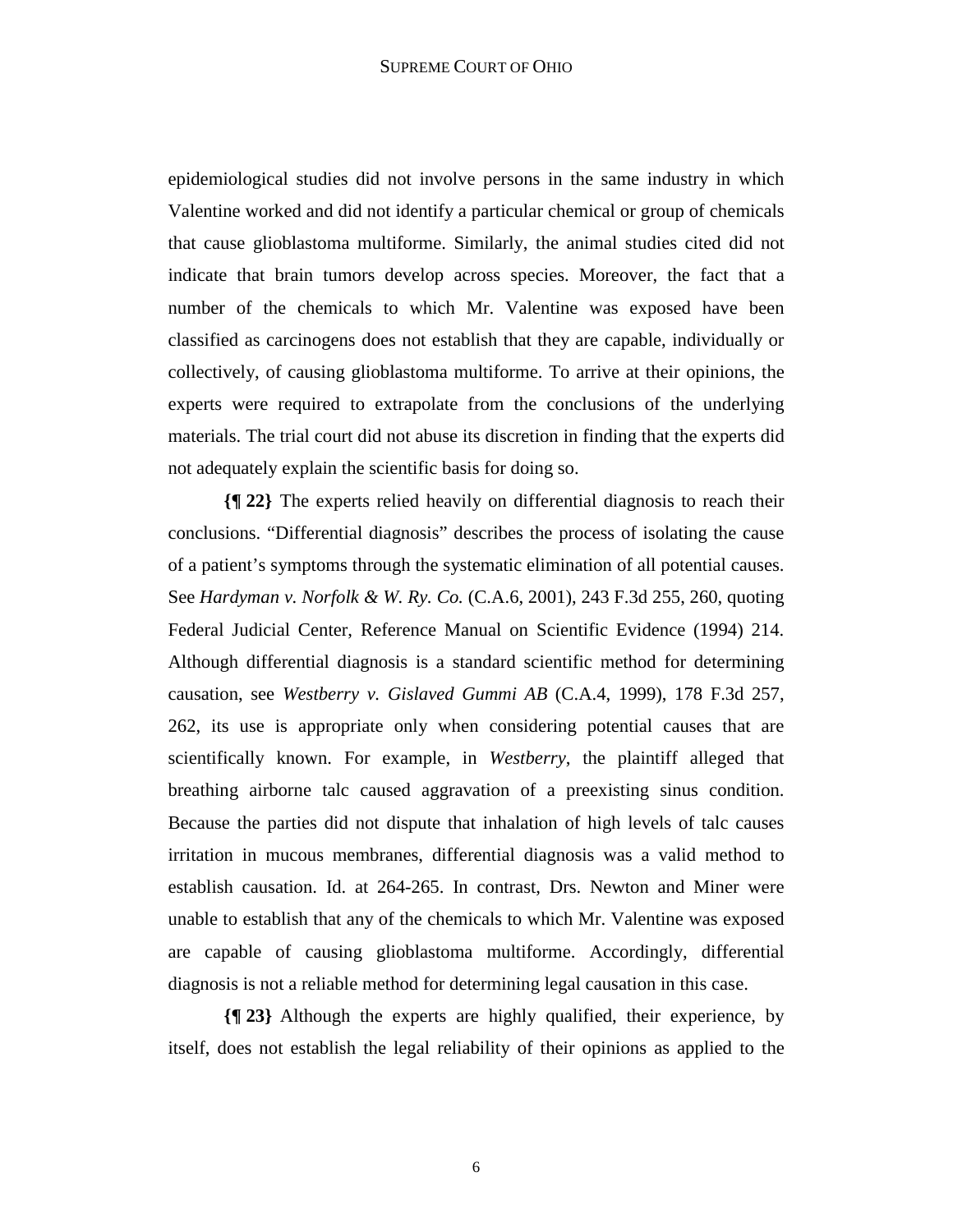epidemiological studies did not involve persons in the same industry in which Valentine worked and did not identify a particular chemical or group of chemicals that cause glioblastoma multiforme. Similarly, the animal studies cited did not indicate that brain tumors develop across species. Moreover, the fact that a number of the chemicals to which Mr. Valentine was exposed have been classified as carcinogens does not establish that they are capable, individually or collectively, of causing glioblastoma multiforme. To arrive at their opinions, the experts were required to extrapolate from the conclusions of the underlying materials. The trial court did not abuse its discretion in finding that the experts did not adequately explain the scientific basis for doing so.

**{¶ 22}** The experts relied heavily on differential diagnosis to reach their conclusions. "Differential diagnosis" describes the process of isolating the cause of a patient's symptoms through the systematic elimination of all potential causes. See *Hardyman v. Norfolk & W. Ry. Co.* (C.A.6, 2001), 243 F.3d 255, 260, quoting Federal Judicial Center, Reference Manual on Scientific Evidence (1994) 214. Although differential diagnosis is a standard scientific method for determining causation, see *Westberry v. Gislaved Gummi AB* (C.A.4, 1999), 178 F.3d 257, 262, its use is appropriate only when considering potential causes that are scientifically known. For example, in *Westberry*, the plaintiff alleged that breathing airborne talc caused aggravation of a preexisting sinus condition. Because the parties did not dispute that inhalation of high levels of talc causes irritation in mucous membranes, differential diagnosis was a valid method to establish causation. Id. at 264-265. In contrast, Drs. Newton and Miner were unable to establish that any of the chemicals to which Mr. Valentine was exposed are capable of causing glioblastoma multiforme. Accordingly, differential diagnosis is not a reliable method for determining legal causation in this case.

**{¶ 23}** Although the experts are highly qualified, their experience, by itself, does not establish the legal reliability of their opinions as applied to the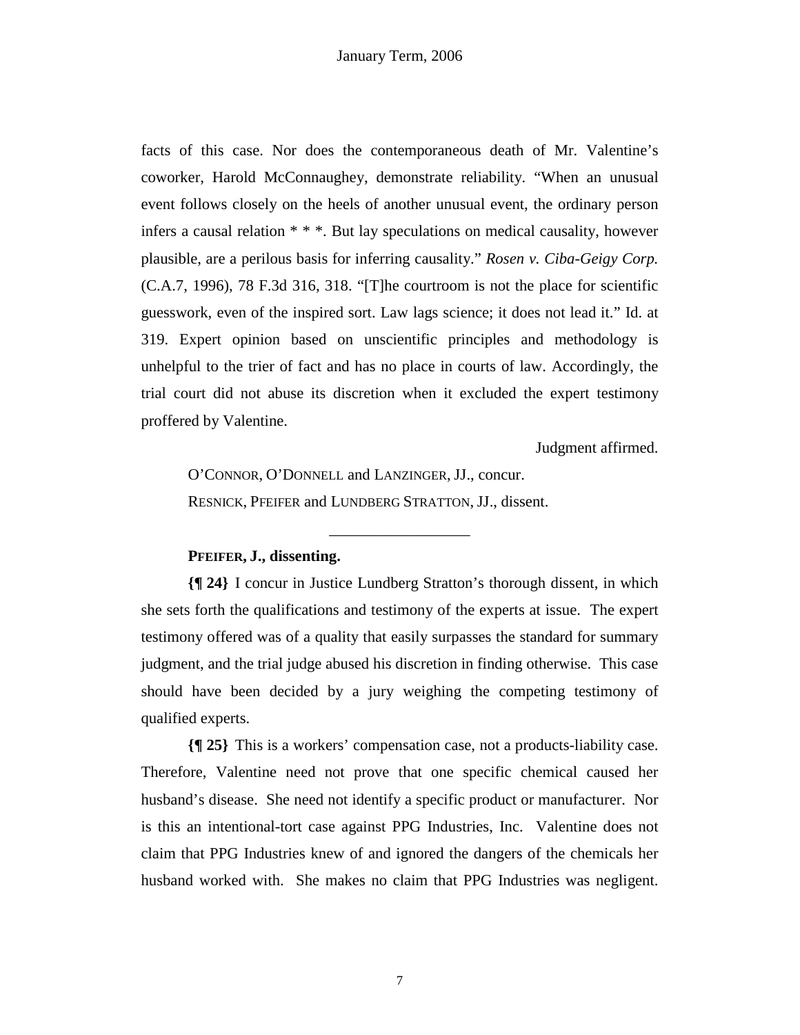facts of this case. Nor does the contemporaneous death of Mr. Valentine's coworker, Harold McConnaughey, demonstrate reliability. "When an unusual event follows closely on the heels of another unusual event, the ordinary person infers a causal relation * * *. But lay speculations on medical causality, however plausible, are a perilous basis for inferring causality." *Rosen v. Ciba-Geigy Corp.* (C.A.7, 1996), 78 F.3d 316, 318. "[T]he courtroom is not the place for scientific guesswork, even of the inspired sort. Law lags science; it does not lead it." Id. at 319. Expert opinion based on unscientific principles and methodology is unhelpful to the trier of fact and has no place in courts of law. Accordingly, the trial court did not abuse its discretion when it excluded the expert testimony proffered by Valentine.

Judgment affirmed.

O'CONNOR, O'DONNELL and LANZINGER, JJ., concur.

RESNICK, PFEIFER and LUNDBERG STRATTON, JJ., dissent.

---

**PFEIFER, J., dissenting.**

**{¶ 24}** I concur in Justice Lundberg Stratton's thorough dissent, in which she sets forth the qualifications and testimony of the experts at issue. The expert testimony offered was of a quality that easily surpasses the standard for summary judgment, and the trial judge abused his discretion in finding otherwise. This case should have been decided by a jury weighing the competing testimony of qualified experts.

**{¶ 25}** This is a workers' compensation case, not a products-liability case. Therefore, Valentine need not prove that one specific chemical caused her husband's disease. She need not identify a specific product or manufacturer. Nor is this an intentional-tort case against PPG Industries, Inc. Valentine does not claim that PPG Industries knew of and ignored the dangers of the chemicals her husband worked with. She makes no claim that PPG Industries was negligent.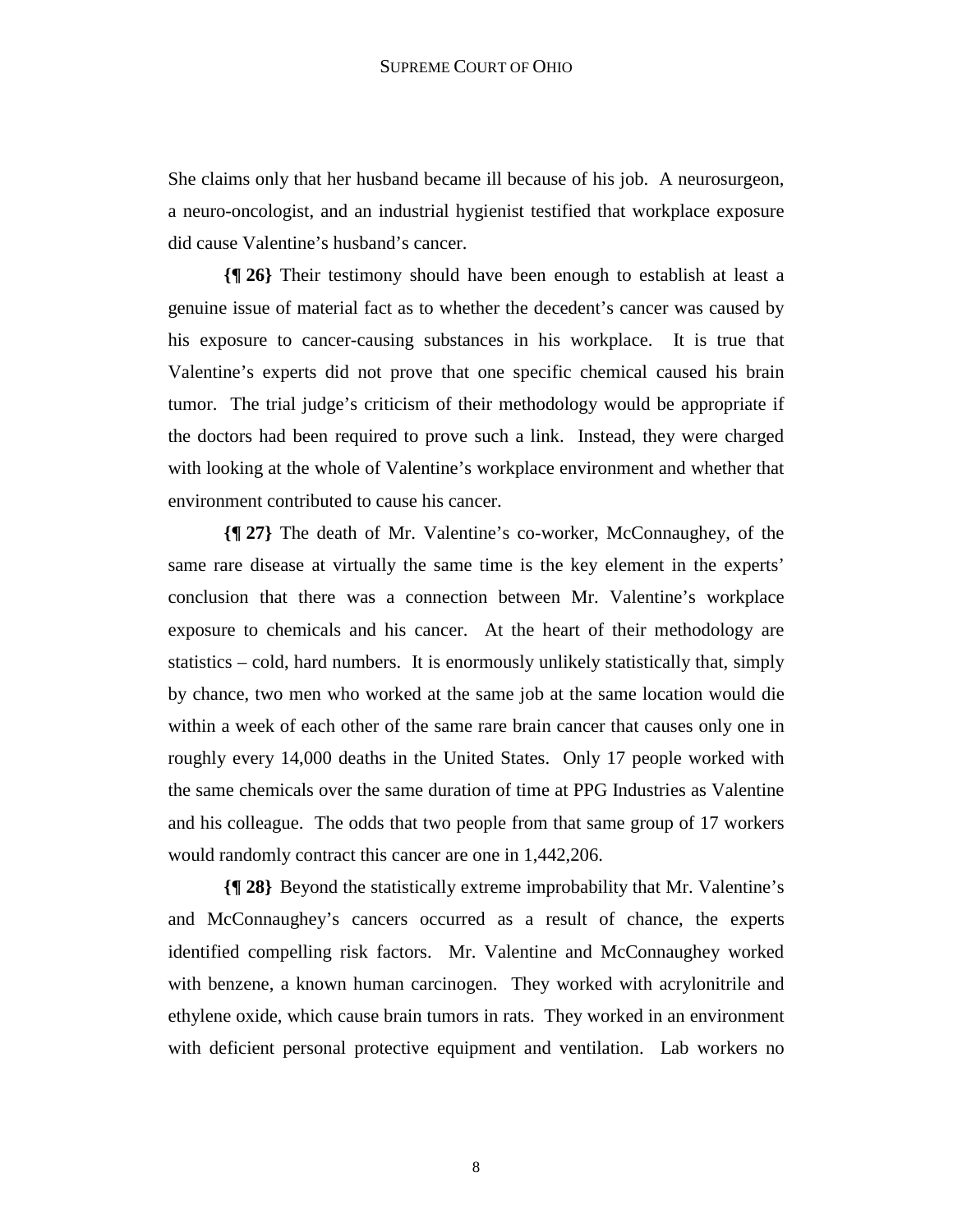She claims only that her husband became ill because of his job. A neurosurgeon, a neuro-oncologist, and an industrial hygienist testified that workplace exposure did cause Valentine's husband's cancer.

**{¶ 26}** Their testimony should have been enough to establish at least a genuine issue of material fact as to whether the decedent's cancer was caused by his exposure to cancer-causing substances in his workplace. It is true that Valentine's experts did not prove that one specific chemical caused his brain tumor. The trial judge's criticism of their methodology would be appropriate if the doctors had been required to prove such a link. Instead, they were charged with looking at the whole of Valentine's workplace environment and whether that environment contributed to cause his cancer.

**{¶ 27}** The death of Mr. Valentine's co-worker, McConnaughey, of the same rare disease at virtually the same time is the key element in the experts' conclusion that there was a connection between Mr. Valentine's workplace exposure to chemicals and his cancer. At the heart of their methodology are statistics – cold, hard numbers. It is enormously unlikely statistically that, simply by chance, two men who worked at the same job at the same location would die within a week of each other of the same rare brain cancer that causes only one in roughly every 14,000 deaths in the United States. Only 17 people worked with the same chemicals over the same duration of time at PPG Industries as Valentine and his colleague. The odds that two people from that same group of 17 workers would randomly contract this cancer are one in 1,442,206.

**{¶ 28}** Beyond the statistically extreme improbability that Mr. Valentine's and McConnaughey's cancers occurred as a result of chance, the experts identified compelling risk factors. Mr. Valentine and McConnaughey worked with benzene, a known human carcinogen. They worked with acrylonitrile and ethylene oxide, which cause brain tumors in rats. They worked in an environment with deficient personal protective equipment and ventilation. Lab workers no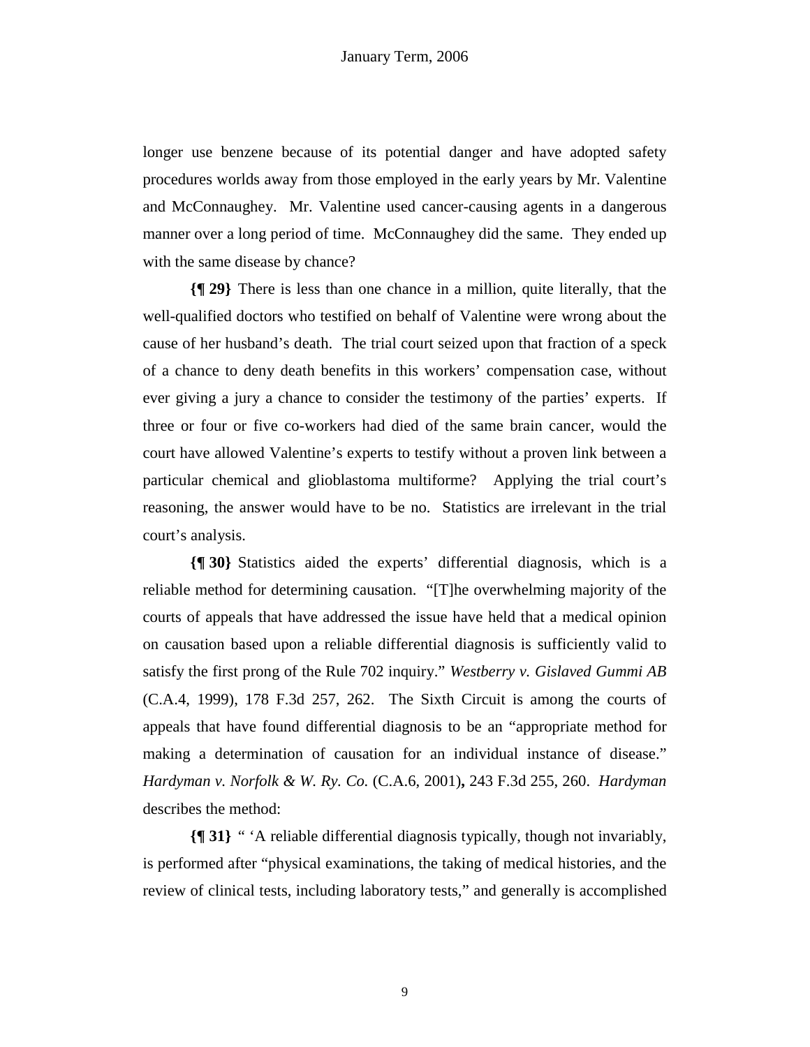longer use benzene because of its potential danger and have adopted safety procedures worlds away from those employed in the early years by Mr. Valentine and McConnaughey. Mr. Valentine used cancer-causing agents in a dangerous manner over a long period of time. McConnaughey did the same. They ended up with the same disease by chance?

**{¶ 29}** There is less than one chance in a million, quite literally, that the well-qualified doctors who testified on behalf of Valentine were wrong about the cause of her husband's death. The trial court seized upon that fraction of a speck of a chance to deny death benefits in this workers' compensation case, without ever giving a jury a chance to consider the testimony of the parties' experts. If three or four or five co-workers had died of the same brain cancer, would the court have allowed Valentine's experts to testify without a proven link between a particular chemical and glioblastoma multiforme? Applying the trial court's reasoning, the answer would have to be no. Statistics are irrelevant in the trial court's analysis.

**{¶ 30}** Statistics aided the experts' differential diagnosis, which is a reliable method for determining causation. "[T]he overwhelming majority of the courts of appeals that have addressed the issue have held that a medical opinion on causation based upon a reliable differential diagnosis is sufficiently valid to satisfy the first prong of the Rule 702 inquiry." *Westberry v. Gislaved Gummi AB* (C.A.4, 1999), 178 F.3d 257, 262. The Sixth Circuit is among the courts of appeals that have found differential diagnosis to be an "appropriate method for making a determination of causation for an individual instance of disease." *Hardyman v. Norfolk & W. Ry. Co.* (C.A.6, 2001)**,** 243 F.3d 255, 260. *Hardyman* describes the method:

**{¶ 31}** " 'A reliable differential diagnosis typically, though not invariably, is performed after "physical examinations, the taking of medical histories, and the review of clinical tests, including laboratory tests," and generally is accomplished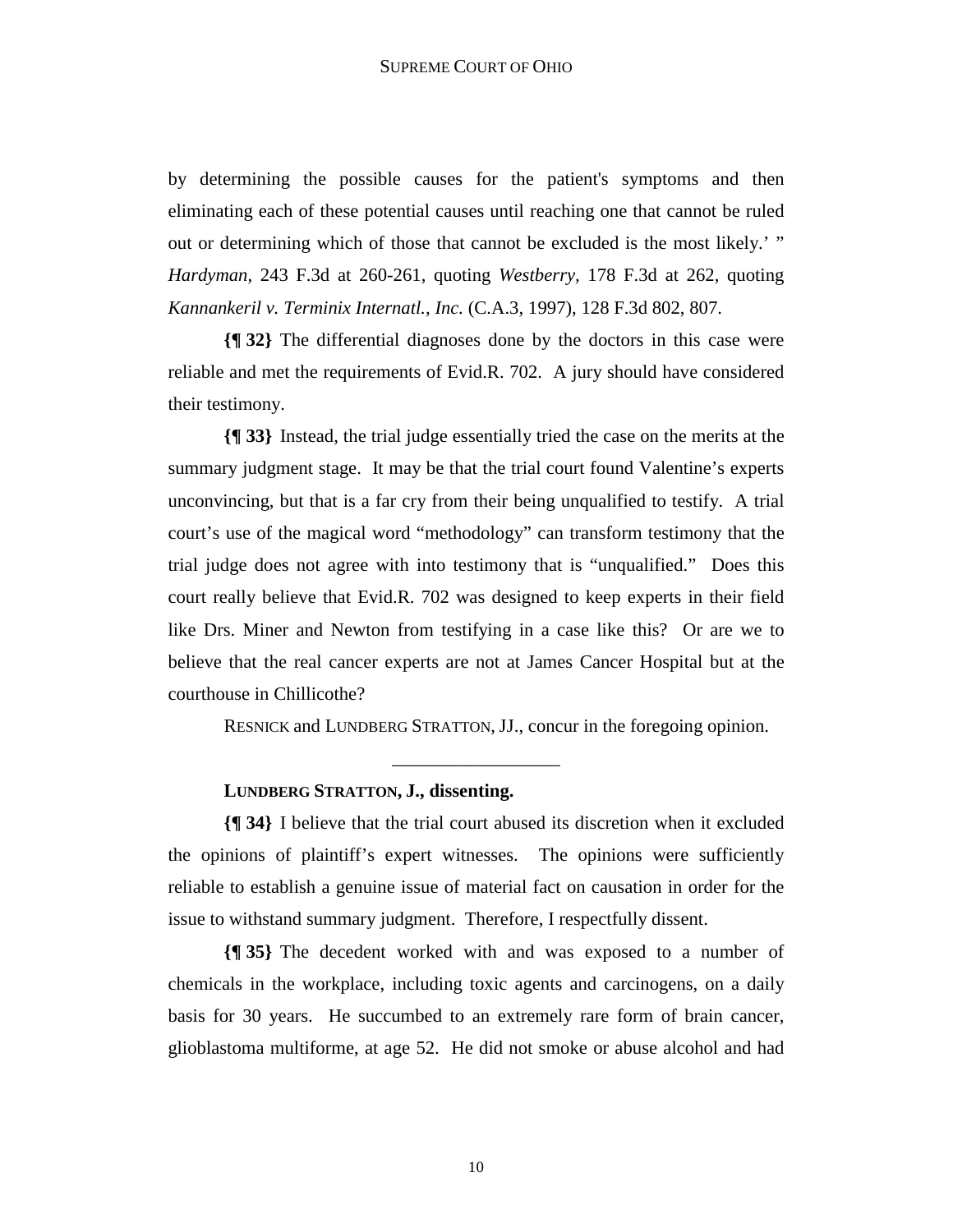by determining the possible causes for the patient's symptoms and then eliminating each of these potential causes until reaching one that cannot be ruled out or determining which of those that cannot be excluded is the most likely.' " *Hardyman*, 243 F.3d at 260-261, quoting *Westberry,* 178 F.3d at 262, quoting *Kannankeril v. Terminix Internatl., Inc.* (C.A.3, 1997), 128 F.3d 802, 807.

**{¶ 32}** The differential diagnoses done by the doctors in this case were reliable and met the requirements of Evid.R. 702. A jury should have considered their testimony.

**{¶ 33}** Instead, the trial judge essentially tried the case on the merits at the summary judgment stage. It may be that the trial court found Valentine's experts unconvincing, but that is a far cry from their being unqualified to testify. A trial court's use of the magical word "methodology" can transform testimony that the trial judge does not agree with into testimony that is "unqualified." Does this court really believe that Evid.R. 702 was designed to keep experts in their field like Drs. Miner and Newton from testifying in a case like this? Or are we to believe that the real cancer experts are not at James Cancer Hospital but at the courthouse in Chillicothe?

RESNICK and LUNDBERG STRATTON, JJ., concur in the foregoing opinion.

---

**LUNDBERG STRATTON, J., dissenting.**

**{¶ 34}** I believe that the trial court abused its discretion when it excluded the opinions of plaintiff's expert witnesses. The opinions were sufficiently reliable to establish a genuine issue of material fact on causation in order for the issue to withstand summary judgment. Therefore, I respectfully dissent.

**{¶ 35}** The decedent worked with and was exposed to a number of chemicals in the workplace, including toxic agents and carcinogens, on a daily basis for 30 years. He succumbed to an extremely rare form of brain cancer, glioblastoma multiforme, at age 52. He did not smoke or abuse alcohol and had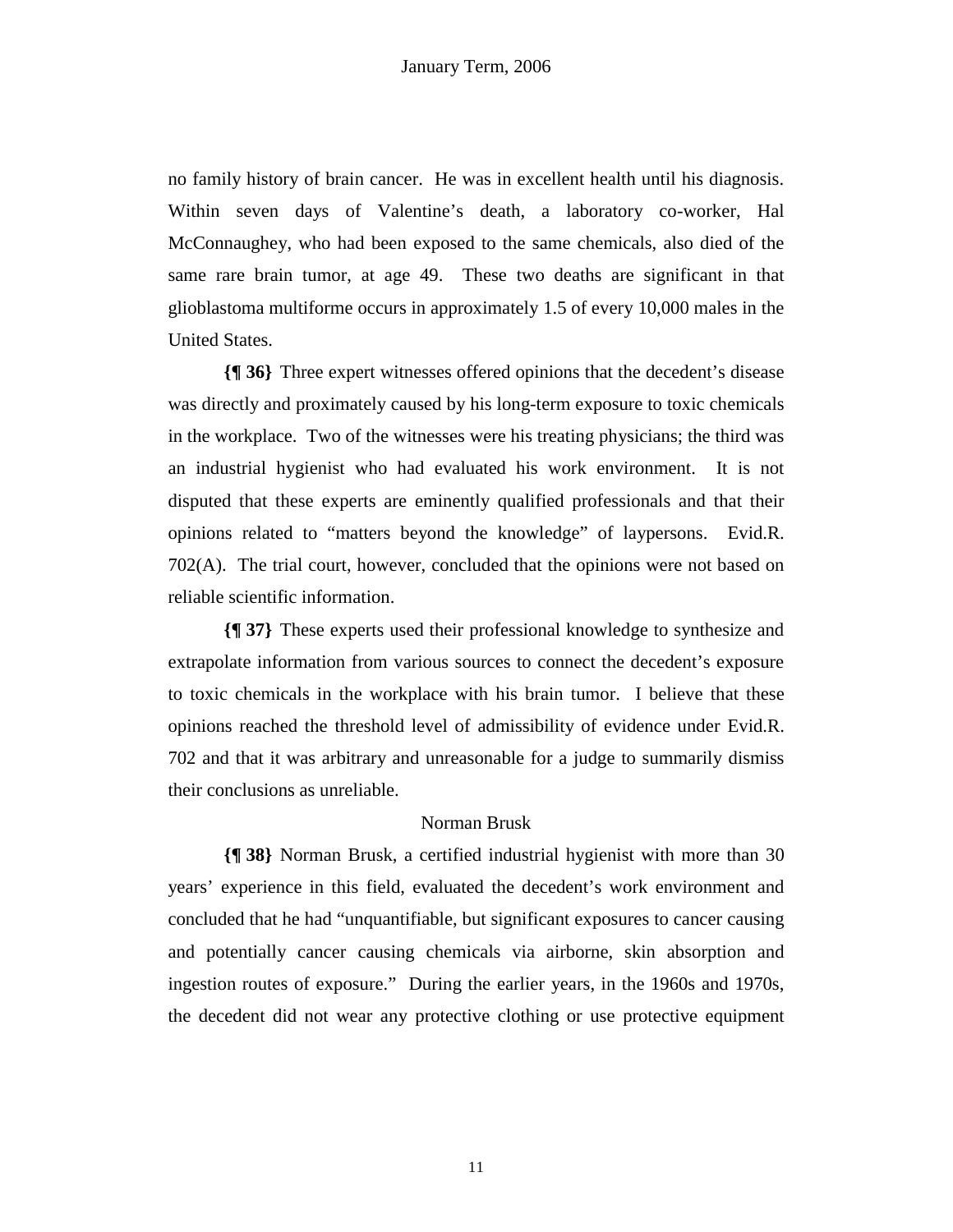no family history of brain cancer. He was in excellent health until his diagnosis. Within seven days of Valentine's death, a laboratory co-worker, Hal McConnaughey, who had been exposed to the same chemicals, also died of the same rare brain tumor, at age 49. These two deaths are significant in that glioblastoma multiforme occurs in approximately 1.5 of every 10,000 males in the United States.

**{¶ 36}** Three expert witnesses offered opinions that the decedent's disease was directly and proximately caused by his long-term exposure to toxic chemicals in the workplace. Two of the witnesses were his treating physicians; the third was an industrial hygienist who had evaluated his work environment. It is not disputed that these experts are eminently qualified professionals and that their opinions related to "matters beyond the knowledge" of laypersons. Evid.R. 702(A). The trial court, however, concluded that the opinions were not based on reliable scientific information.

**{¶ 37}** These experts used their professional knowledge to synthesize and extrapolate information from various sources to connect the decedent's exposure to toxic chemicals in the workplace with his brain tumor. I believe that these opinions reached the threshold level of admissibility of evidence under Evid.R. 702 and that it was arbitrary and unreasonable for a judge to summarily dismiss their conclusions as unreliable.

Norman Brusk

**{¶ 38}** Norman Brusk, a certified industrial hygienist with more than 30 years' experience in this field, evaluated the decedent's work environment and concluded that he had "unquantifiable, but significant exposures to cancer causing and potentially cancer causing chemicals via airborne, skin absorption and ingestion routes of exposure." During the earlier years, in the 1960s and 1970s, the decedent did not wear any protective clothing or use protective equipment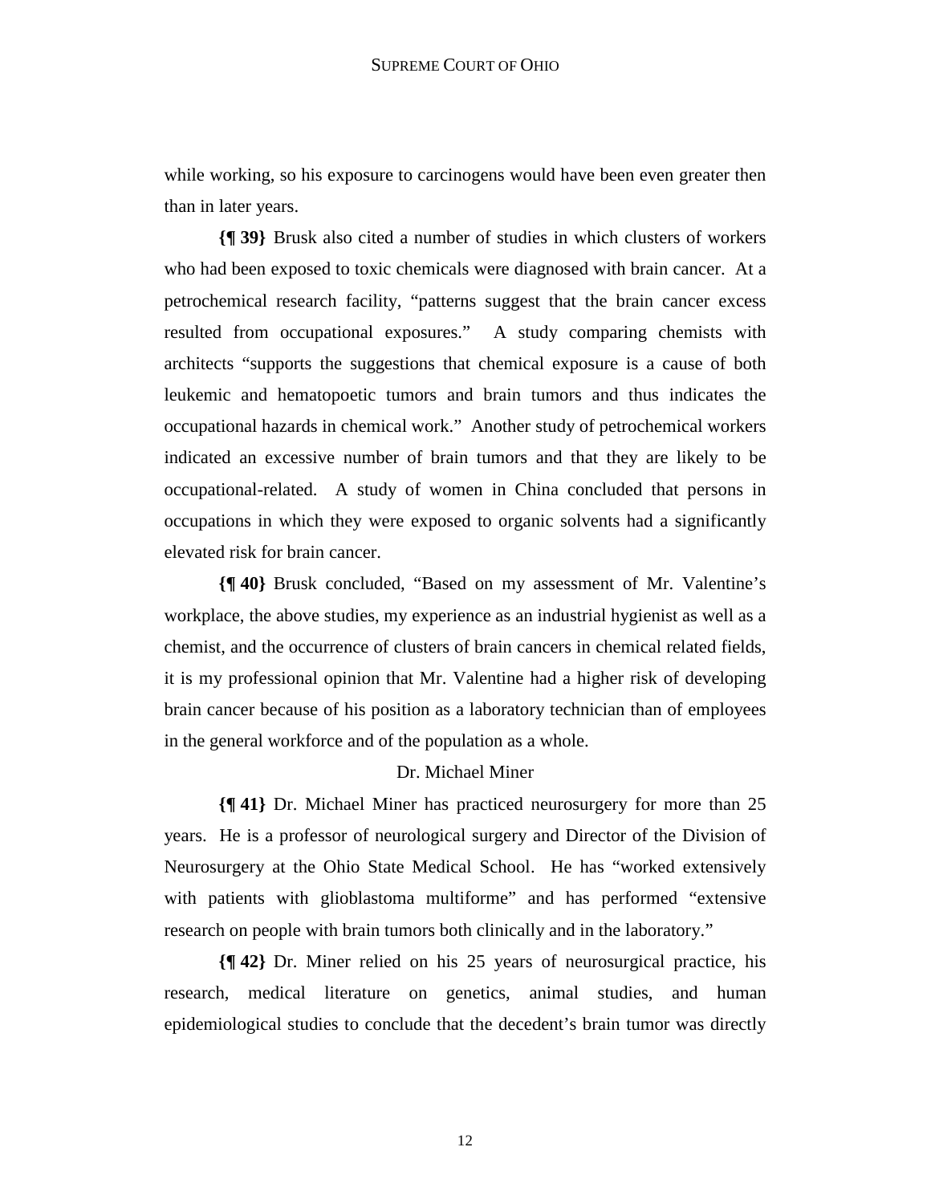while working, so his exposure to carcinogens would have been even greater then than in later years.

**{¶ 39}** Brusk also cited a number of studies in which clusters of workers who had been exposed to toxic chemicals were diagnosed with brain cancer. At a petrochemical research facility, "patterns suggest that the brain cancer excess resulted from occupational exposures." A study comparing chemists with architects "supports the suggestions that chemical exposure is a cause of both leukemic and hematopoetic tumors and brain tumors and thus indicates the occupational hazards in chemical work." Another study of petrochemical workers indicated an excessive number of brain tumors and that they are likely to be occupational-related. A study of women in China concluded that persons in occupations in which they were exposed to organic solvents had a significantly elevated risk for brain cancer.

**{¶ 40}** Brusk concluded, "Based on my assessment of Mr. Valentine's workplace, the above studies, my experience as an industrial hygienist as well as a chemist, and the occurrence of clusters of brain cancers in chemical related fields, it is my professional opinion that Mr. Valentine had a higher risk of developing brain cancer because of his position as a laboratory technician than of employees in the general workforce and of the population as a whole.

Dr. Michael Miner

**{¶ 41}** Dr. Michael Miner has practiced neurosurgery for more than 25 years. He is a professor of neurological surgery and Director of the Division of Neurosurgery at the Ohio State Medical School. He has "worked extensively with patients with glioblastoma multiforme" and has performed "extensive research on people with brain tumors both clinically and in the laboratory."

**{¶ 42}** Dr. Miner relied on his 25 years of neurosurgical practice, his research, medical literature on genetics, animal studies, and human epidemiological studies to conclude that the decedent's brain tumor was directly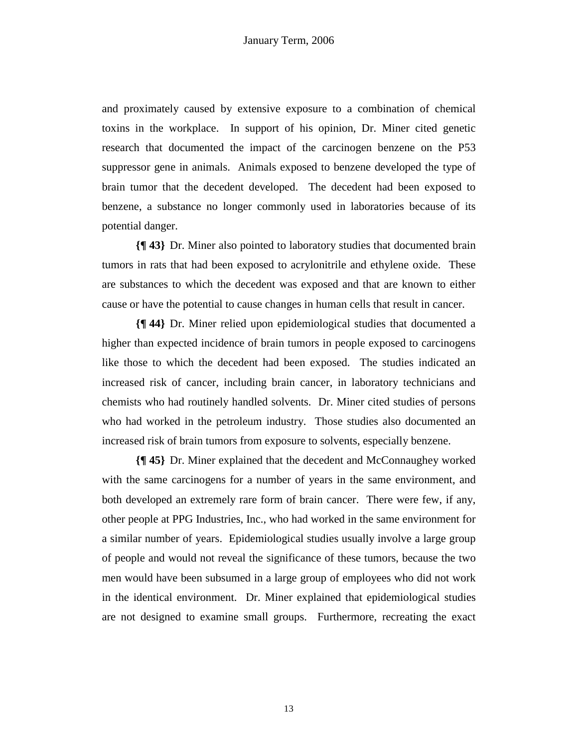and proximately caused by extensive exposure to a combination of chemical toxins in the workplace. In support of his opinion, Dr. Miner cited genetic research that documented the impact of the carcinogen benzene on the P53 suppressor gene in animals. Animals exposed to benzene developed the type of brain tumor that the decedent developed. The decedent had been exposed to benzene, a substance no longer commonly used in laboratories because of its potential danger.

**{¶ 43}** Dr. Miner also pointed to laboratory studies that documented brain tumors in rats that had been exposed to acrylonitrile and ethylene oxide. These are substances to which the decedent was exposed and that are known to either cause or have the potential to cause changes in human cells that result in cancer.

**{¶ 44}** Dr. Miner relied upon epidemiological studies that documented a higher than expected incidence of brain tumors in people exposed to carcinogens like those to which the decedent had been exposed. The studies indicated an increased risk of cancer, including brain cancer, in laboratory technicians and chemists who had routinely handled solvents. Dr. Miner cited studies of persons who had worked in the petroleum industry. Those studies also documented an increased risk of brain tumors from exposure to solvents, especially benzene.

**{¶ 45}** Dr. Miner explained that the decedent and McConnaughey worked with the same carcinogens for a number of years in the same environment, and both developed an extremely rare form of brain cancer. There were few, if any, other people at PPG Industries, Inc., who had worked in the same environment for a similar number of years. Epidemiological studies usually involve a large group of people and would not reveal the significance of these tumors, because the two men would have been subsumed in a large group of employees who did not work in the identical environment. Dr. Miner explained that epidemiological studies are not designed to examine small groups. Furthermore, recreating the exact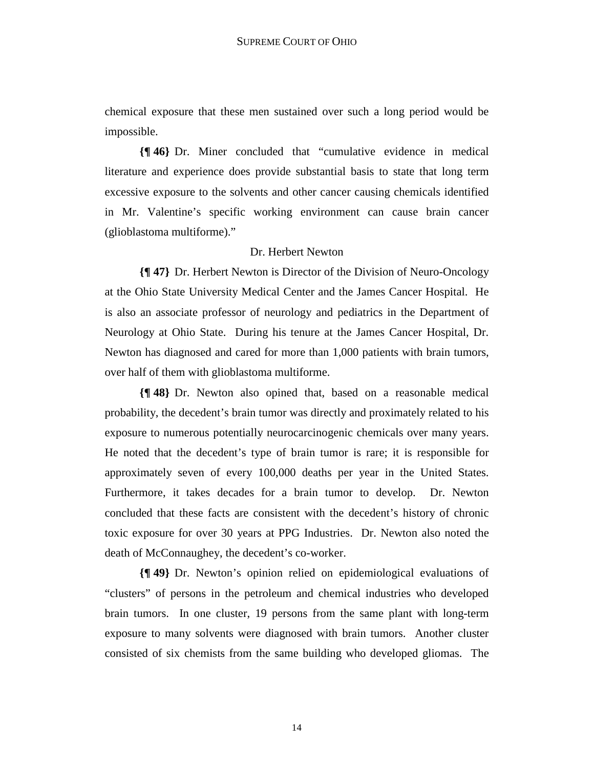chemical exposure that these men sustained over such a long period would be impossible.

**{¶ 46}** Dr. Miner concluded that "cumulative evidence in medical literature and experience does provide substantial basis to state that long term excessive exposure to the solvents and other cancer causing chemicals identified in Mr. Valentine's specific working environment can cause brain cancer (glioblastoma multiforme)."

Dr. Herbert Newton

**{¶ 47}** Dr. Herbert Newton is Director of the Division of Neuro-Oncology at the Ohio State University Medical Center and the James Cancer Hospital. He is also an associate professor of neurology and pediatrics in the Department of Neurology at Ohio State. During his tenure at the James Cancer Hospital, Dr. Newton has diagnosed and cared for more than 1,000 patients with brain tumors, over half of them with glioblastoma multiforme.

**{¶ 48}** Dr. Newton also opined that, based on a reasonable medical probability, the decedent's brain tumor was directly and proximately related to his exposure to numerous potentially neurocarcinogenic chemicals over many years. He noted that the decedent's type of brain tumor is rare; it is responsible for approximately seven of every 100,000 deaths per year in the United States. Furthermore, it takes decades for a brain tumor to develop. Dr. Newton concluded that these facts are consistent with the decedent's history of chronic toxic exposure for over 30 years at PPG Industries. Dr. Newton also noted the death of McConnaughey, the decedent's co-worker.

**{¶ 49}** Dr. Newton's opinion relied on epidemiological evaluations of "clusters" of persons in the petroleum and chemical industries who developed brain tumors. In one cluster, 19 persons from the same plant with long-term exposure to many solvents were diagnosed with brain tumors. Another cluster consisted of six chemists from the same building who developed gliomas. The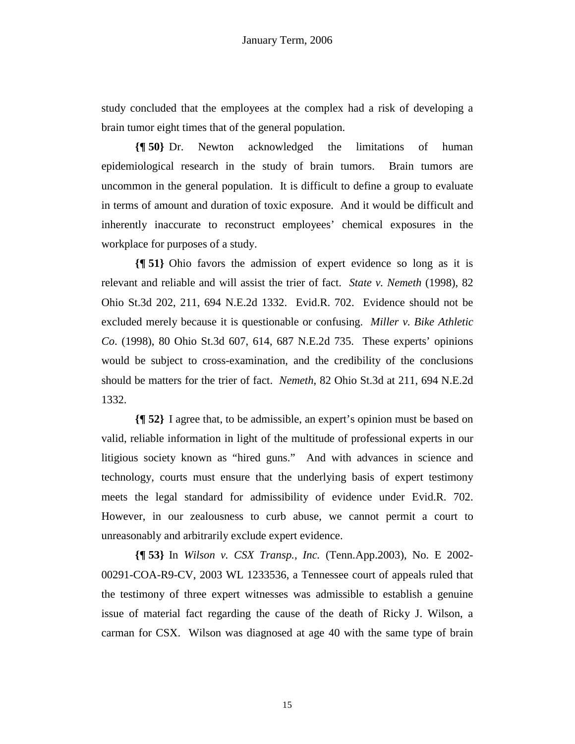study concluded that the employees at the complex had a risk of developing a brain tumor eight times that of the general population.

**{¶ 50}** Dr. Newton acknowledged the limitations of human epidemiological research in the study of brain tumors. Brain tumors are uncommon in the general population. It is difficult to define a group to evaluate in terms of amount and duration of toxic exposure. And it would be difficult and inherently inaccurate to reconstruct employees' chemical exposures in the workplace for purposes of a study.

**{¶ 51}** Ohio favors the admission of expert evidence so long as it is relevant and reliable and will assist the trier of fact. *State v. Nemeth* (1998), 82 Ohio St.3d 202, 211, 694 N.E.2d 1332. Evid.R. 702. Evidence should not be excluded merely because it is questionable or confusing. *Miller v. Bike Athletic Co*. (1998), 80 Ohio St.3d 607, 614, 687 N.E.2d 735. These experts' opinions would be subject to cross-examination, and the credibility of the conclusions should be matters for the trier of fact. *Nemeth*, 82 Ohio St.3d at 211, 694 N.E.2d 1332.

**{¶ 52}** I agree that, to be admissible, an expert's opinion must be based on valid, reliable information in light of the multitude of professional experts in our litigious society known as "hired guns." And with advances in science and technology, courts must ensure that the underlying basis of expert testimony meets the legal standard for admissibility of evidence under Evid.R. 702. However, in our zealousness to curb abuse, we cannot permit a court to unreasonably and arbitrarily exclude expert evidence.

**{¶ 53}** In *Wilson v. CSX Transp., Inc.* (Tenn.App.2003), No. E 2002-00291-COA-R9-CV, 2003 WL 1233536, a Tennessee court of appeals ruled that the testimony of three expert witnesses was admissible to establish a genuine issue of material fact regarding the cause of the death of Ricky J. Wilson, a carman for CSX. Wilson was diagnosed at age 40 with the same type of brain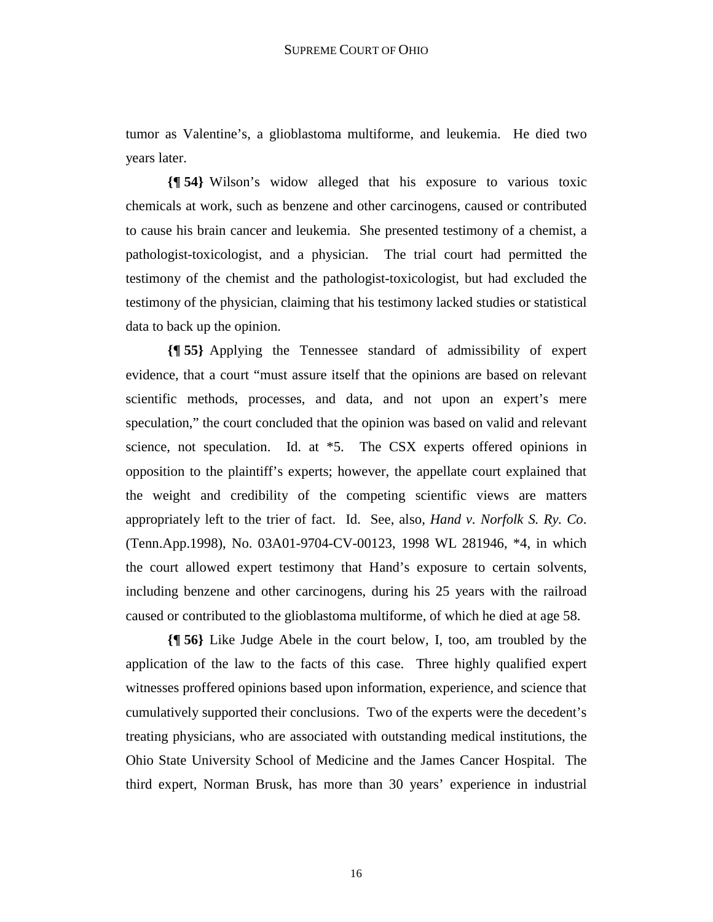tumor as Valentine's, a glioblastoma multiforme, and leukemia. He died two years later.

**{¶ 54}** Wilson's widow alleged that his exposure to various toxic chemicals at work, such as benzene and other carcinogens, caused or contributed to cause his brain cancer and leukemia. She presented testimony of a chemist, a pathologist-toxicologist, and a physician. The trial court had permitted the testimony of the chemist and the pathologist-toxicologist, but had excluded the testimony of the physician, claiming that his testimony lacked studies or statistical data to back up the opinion.

**{¶ 55}** Applying the Tennessee standard of admissibility of expert evidence, that a court "must assure itself that the opinions are based on relevant scientific methods, processes, and data, and not upon an expert's mere speculation," the court concluded that the opinion was based on valid and relevant science, not speculation. Id. at *5. The CSX experts offered opinions in opposition to the plaintiff's experts; however, the appellate court explained that the weight and credibility of the competing scientific views are matters appropriately left to the trier of fact. Id. See, also, *Hand v. Norfolk S. Ry. Co*. (Tenn.App.1998), No. 03A01-9704-CV-00123, 1998 WL 281946, *4, in which the court allowed expert testimony that Hand's exposure to certain solvents, including benzene and other carcinogens, during his 25 years with the railroad caused or contributed to the glioblastoma multiforme, of which he died at age 58.

**{¶ 56}** Like Judge Abele in the court below, I, too, am troubled by the application of the law to the facts of this case. Three highly qualified expert witnesses proffered opinions based upon information, experience, and science that cumulatively supported their conclusions. Two of the experts were the decedent's treating physicians, who are associated with outstanding medical institutions, the Ohio State University School of Medicine and the James Cancer Hospital. The third expert, Norman Brusk, has more than 30 years' experience in industrial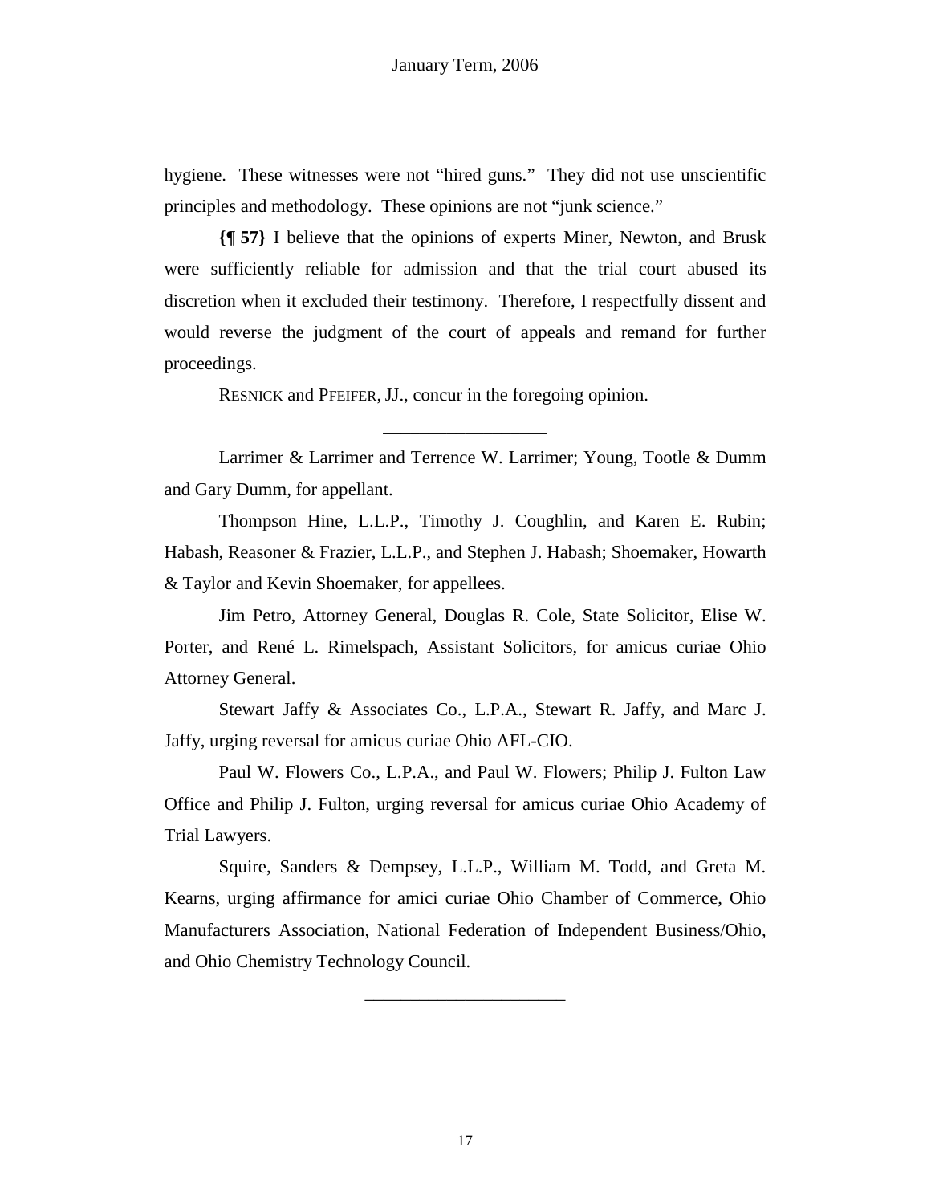hygiene. These witnesses were not "hired guns." They did not use unscientific principles and methodology. These opinions are not "junk science."

**{¶ 57}** I believe that the opinions of experts Miner, Newton, and Brusk were sufficiently reliable for admission and that the trial court abused its discretion when it excluded their testimony. Therefore, I respectfully dissent and would reverse the judgment of the court of appeals and remand for further proceedings.

RESNICK and PFEIFER, JJ., concur in the foregoing opinion.

---

Larrimer & Larrimer and Terrence W. Larrimer; Young, Tootle & Dumm and Gary Dumm, for appellant.

Thompson Hine, L.L.P., Timothy J. Coughlin, and Karen E. Rubin; Habash, Reasoner & Frazier, L.L.P., and Stephen J. Habash; Shoemaker, Howarth & Taylor and Kevin Shoemaker, for appellees.

Jim Petro, Attorney General, Douglas R. Cole, State Solicitor, Elise W. Porter, and René L. Rimelspach, Assistant Solicitors, for amicus curiae Ohio Attorney General.

Stewart Jaffy & Associates Co., L.P.A., Stewart R. Jaffy, and Marc J. Jaffy, urging reversal for amicus curiae Ohio AFL-CIO.

Paul W. Flowers Co., L.P.A., and Paul W. Flowers; Philip J. Fulton Law Office and Philip J. Fulton, urging reversal for amicus curiae Ohio Academy of Trial Lawyers.

Squire, Sanders & Dempsey, L.L.P., William M. Todd, and Greta M. Kearns, urging affirmance for amici curiae Ohio Chamber of Commerce, Ohio Manufacturers Association, National Federation of Independent Business/Ohio, and Ohio Chemistry Technology Council.

---